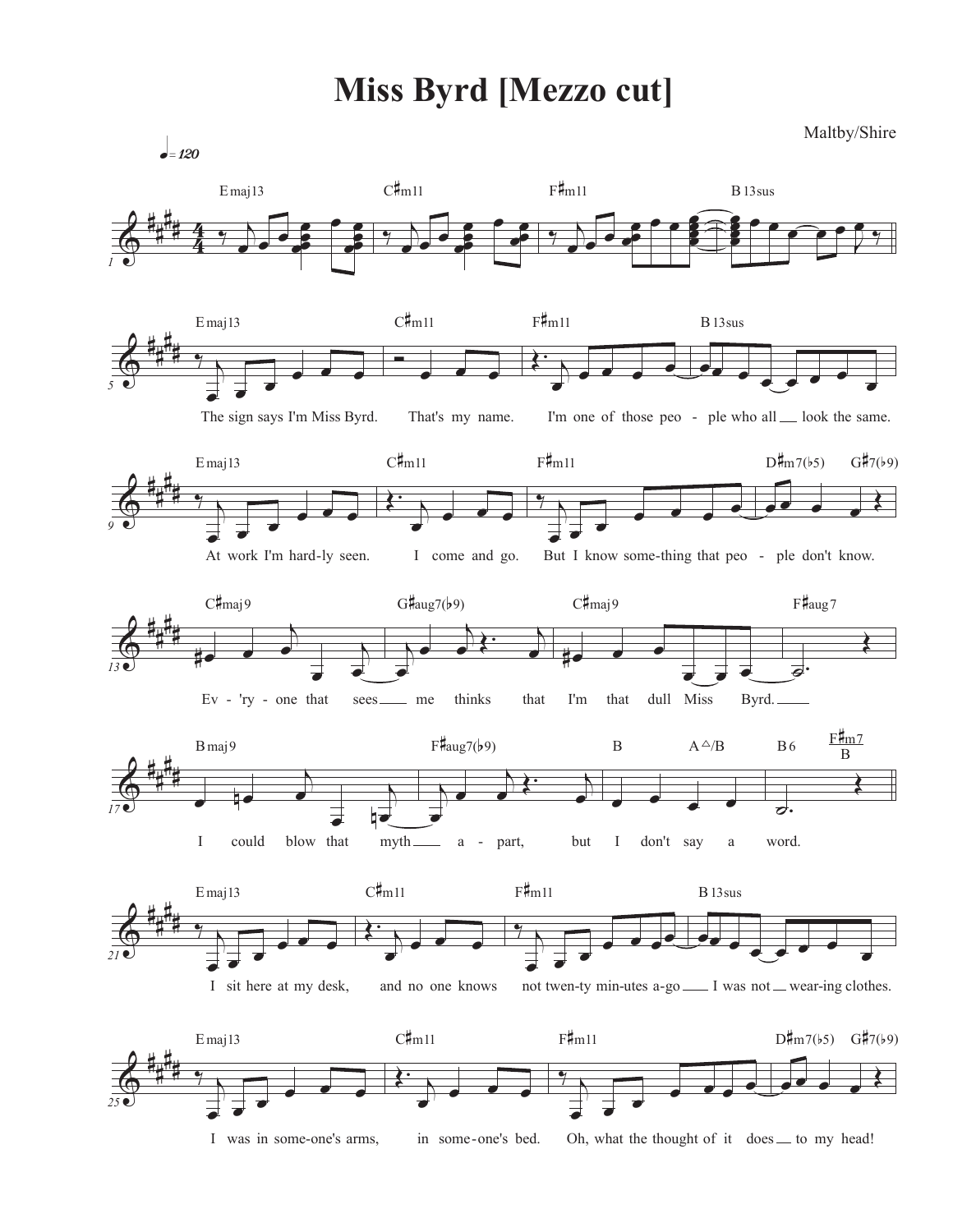# Miss Byrd [Mezzo cut]

Maltby/Shire

♩= 120

Emaj13 | C♯m11 | F♯m11 | B13sus

Emaj13 | C♯m11 | F♯m11 | B13sus

The sign says I'm Miss Byrd. That's my name. I'm one of those peo - ple who all __ look the same.

Emaj13 | C♯m11 | F♯m11 | D♯m7(♭5) G♯7(♭9)

At work I'm hard-ly seen. I come and go. But I know some-thing that peo - ple don't know.

C♯maj9 | G♯aug7(♭9) | C♯maj9 | F♯aug7

Ev - 'ry - one that sees __ me thinks that I'm that dull Miss Byrd. __

Bmaj9 | F♯aug7(♭9) | B A△/B | B6 F♯m7/B

I could blow that myth __ a - part, but I don't say a word.

Emaj13 | C♯m11 | F♯m11 | B13sus

I sit here at my desk, and no one knows not twen-ty min-utes a-go __ I was not __ wear-ing clothes.

Emaj13 | C♯m11 | F♯m11 | D♯m7(♭5) G♯7(♭9)

I was in some-one's arms, in some-one's bed. Oh, what the thought of it does __ to my head!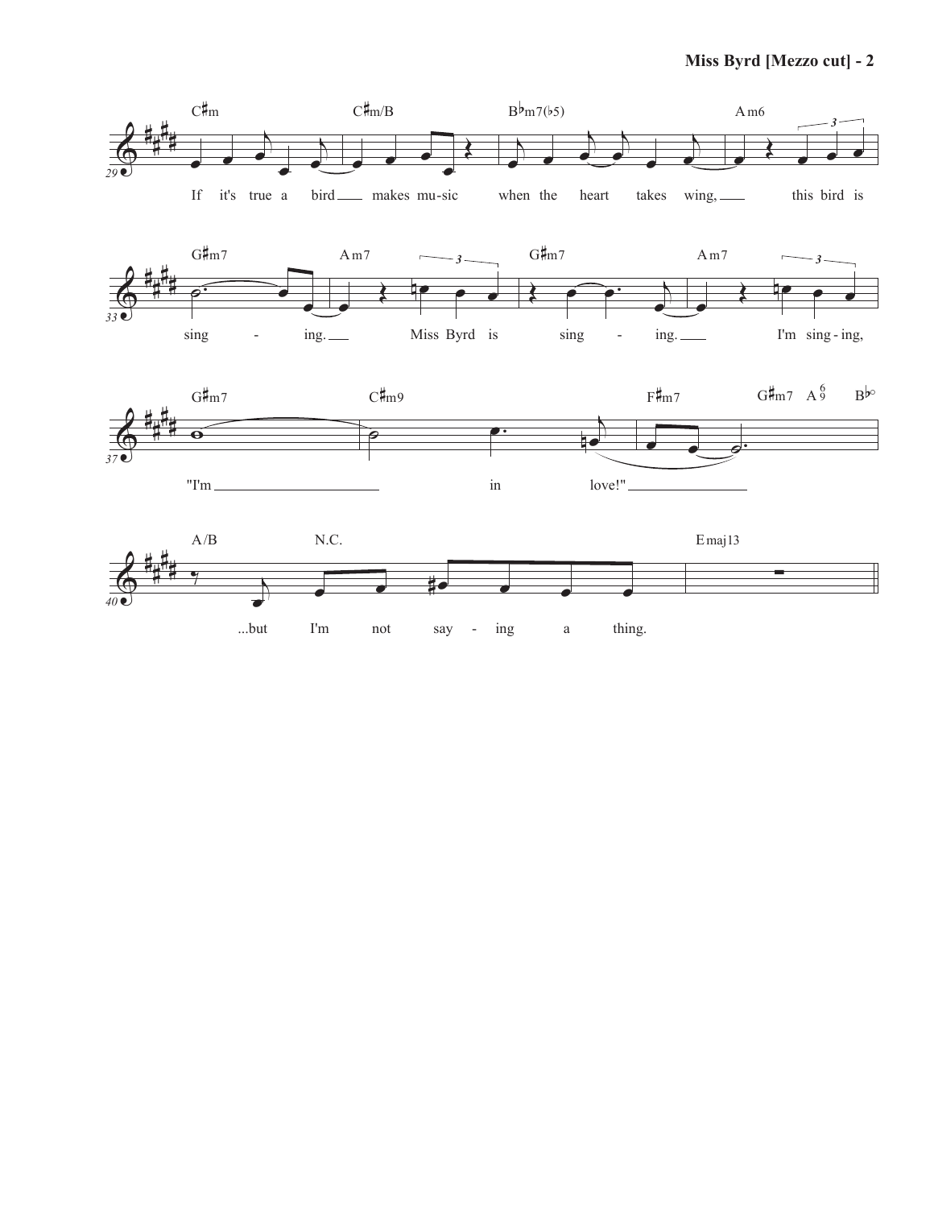C♯m C♯m/B B♭m7(♭5) Am6

If it's true a bird makes mu-sic when the heart takes wing, this bird is

G♯m7 Am7 G♯m7 Am7

sing - ing. Miss Byrd is sing - ing. I'm sing - ing,

G♯m7 C♯m9 F♯m7 G♯m7 A$^{6}_{9}$ B♭°

"I'm in love!"

A/B N.C. Emaj13

...but I'm not say - ing a thing.